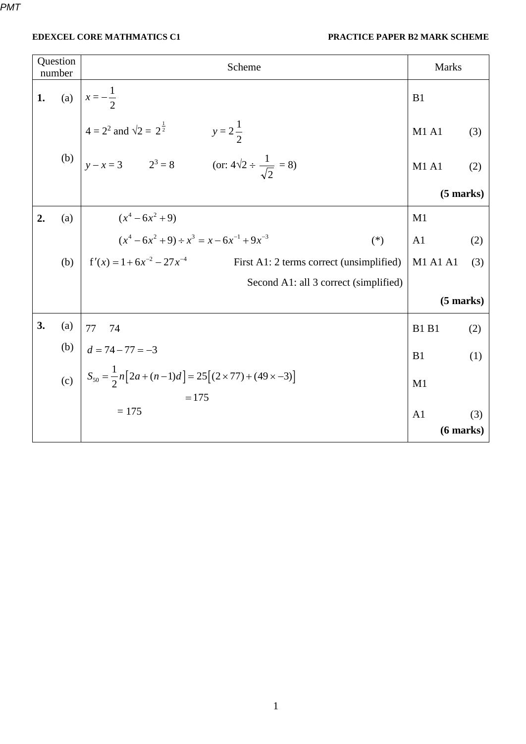**EDEXCEL CORE MATHMATICS C1** **PRACTICE PAPER B2 MARK SCHEME**

| Question number | | Scheme | Marks |
|---|---|---|---|
| **1.** | (a) | $x = -\frac{1}{2}$ | B1 |
| | | $4 = 2^2$ and $\sqrt{2} = 2^{\frac{1}{2}}$ $\quad\quad y = 2\frac{1}{2}$ | M1 A1 (3) |
| | (b) | $y - x = 3 \quad\quad 2^3 = 8 \quad\quad$ (or: $4\sqrt{2} \div \frac{1}{\sqrt{2}} = 8$) | M1 A1 (2) |
| | | | **(5 marks)** |
| **2.** | (a) | $(x^4 - 6x^2 + 9)$ | M1 |
| | | $(x^4 - 6x^2 + 9) \div x^3 = x - 6x^{-1} + 9x^{-3}$ $\quad$ (*) | A1 (2) |
| | (b) | $f'(x) = 1 + 6x^{-2} - 27x^{-4}$ $\quad$ First A1: 2 terms correct (unsimplified) | M1 A1 A1 (3) |
| | | Second A1: all 3 correct (simplified) | |
| | | | **(5 marks)** |
| **3.** | (a) | 77 $\quad$ 74 | B1 B1 (2) |
| | (b) | $d = 74 - 77 = -3$ | B1 (1) |
| | (c) | $S_{50} = \frac{1}{2}n\left[2a + (n-1)d\right] = 25\left[(2 \times 77) + (49 \times -3)\right]$ | M1 |
| | | $= 175$ | |
| | | $= 175$ | A1 (3) |
| | | | **(6 marks)** |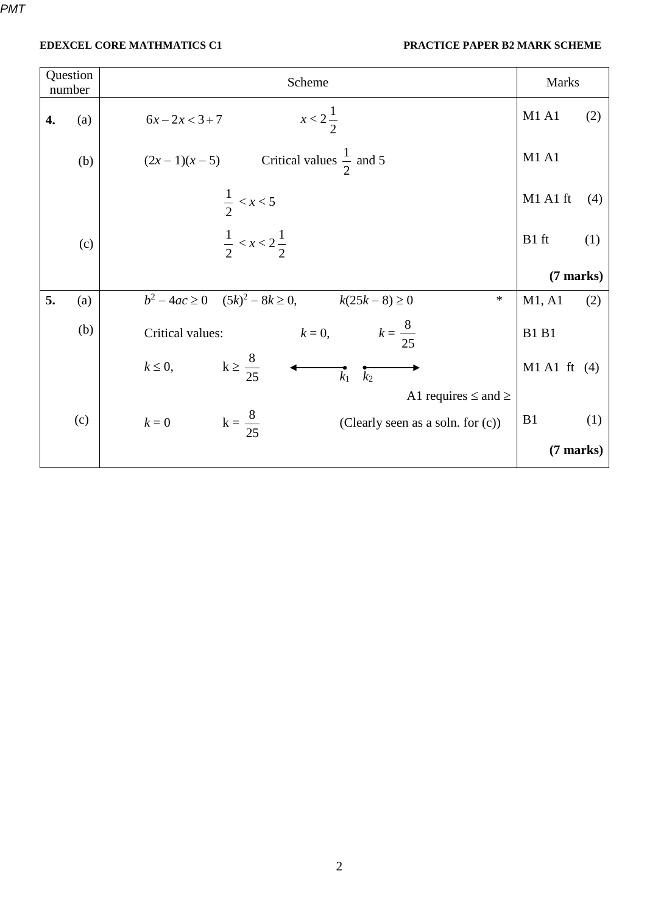**EDEXCEL CORE MATHMATICS C1** **PRACTICE PAPER B2 MARK SCHEME**

| Question number | Scheme | Marks |
|---|---|---|
| **4.** (a) | $6x - 2x < 3 + 7$ $\quad$ $x < 2\frac{1}{2}$ | M1 A1 (2) |
| (b) | $(2x - 1)(x - 5)$ $\quad$ Critical values $\frac{1}{2}$ and 5 | M1 A1 |
| | $\frac{1}{2} < x < 5$ | M1 A1 ft (4) |
| (c) | $\frac{1}{2} < x < 2\frac{1}{2}$ | B1 ft (1) |
| | | **(7 marks)** |
| **5.** (a) | $b^2 - 4ac \geq 0$ $\quad$ $(5k)^2 - 8k \geq 0,$ $\quad$ $k(25k - 8) \geq 0$ $\quad$ * | M1, A1 (2) |
| (b) | Critical values: $\quad$ $k = 0,$ $\quad$ $k = \frac{8}{25}$ | B1 B1 |
| | $k \leq 0,$ $\quad$ $k \geq \frac{8}{25}$ $\quad$ (number line with $k_1$, $k_2$) | M1 A1 ft (4) |
| | A1 requires $\leq$ and $\geq$ | |
| (c) | $k = 0$ $\quad$ $k = \frac{8}{25}$ $\quad$ (Clearly seen as a soln. for (c)) | B1 (1) |
| | | **(7 marks)** |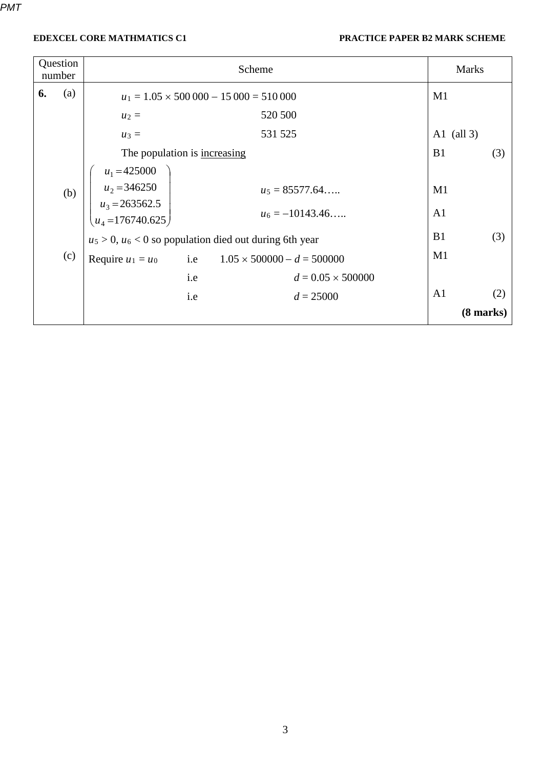| Question number | Scheme | Marks |
|---|---|---|
| **6.** (a) | $u_1 = 1.05 \times 500\,000 - 15\,000 = 510\,000$ | M1 |
| | $u_2 =$ 520 500 | |
| | $u_3 =$ 531 525 | A1 (all 3) |
| | The population is <u>increasing</u> | B1 (3) |
| (b) | $\begin{pmatrix} u_1 = 425000 \\ u_2 = 346250 \\ u_3 = 263562.5 \\ u_4 = 176740.625 \end{pmatrix}$ $u_5 = 85577.64\ldots$ | M1 |
| | $u_6 = -10143.46\ldots$ | A1 |
| | $u_5 > 0$, $u_6 < 0$ so population died out during 6th year | B1 (3) |
| (c) | Require $u_1 = u_0$ i.e $1.05 \times 500000 - d = 500000$ | M1 |
| | i.e $d = 0.05 \times 500000$ | |
| | i.e $d = 25000$ | A1 (2) |
| | | **(8 marks)** |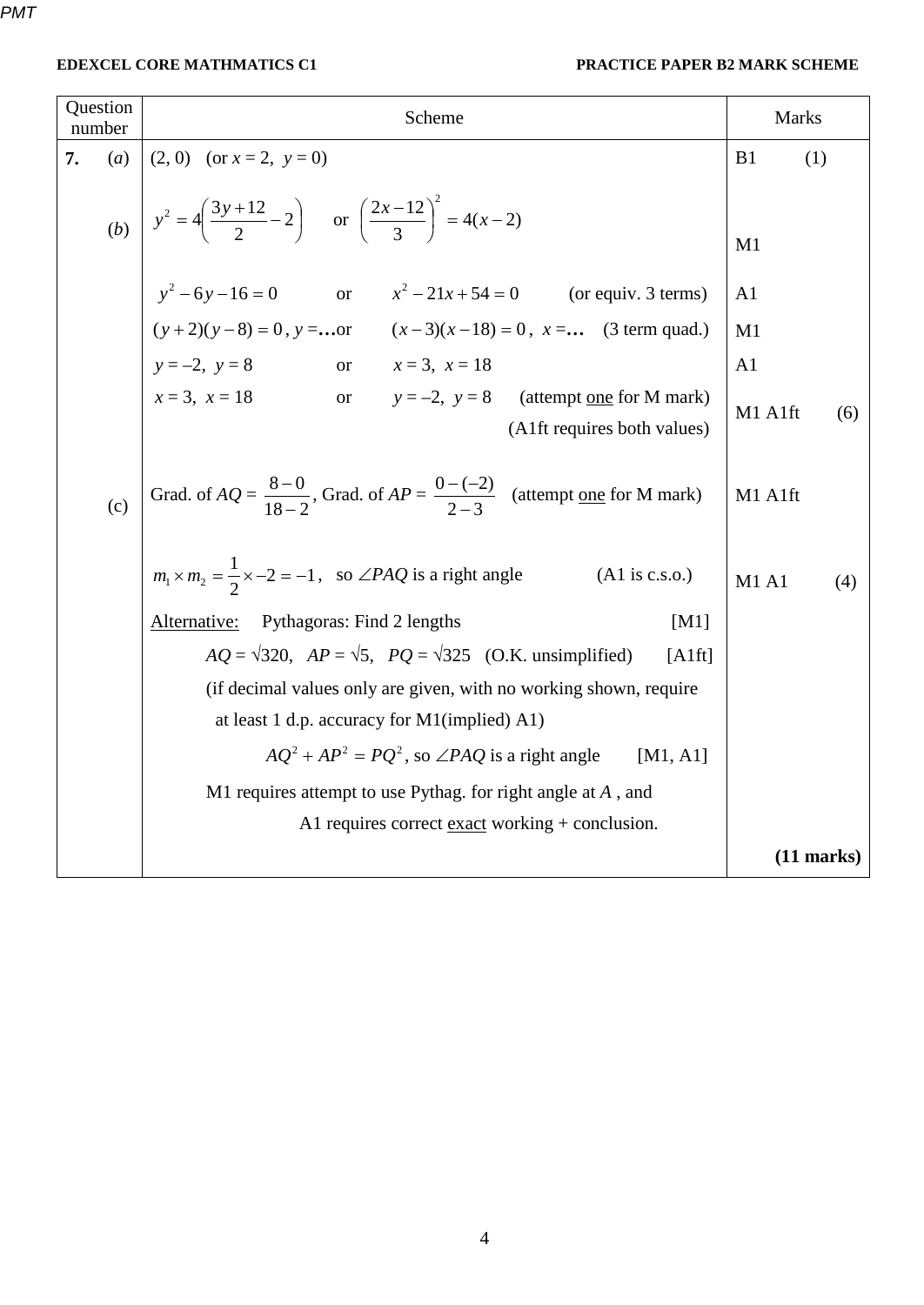**EDEXCEL CORE MATHEMATICS C1** **PRACTICE PAPER B2 MARK SCHEME**

| Question number | | Scheme | Marks |
|---|---|---|---|
| **7.** | (*a*) | (2, 0) (or $x = 2$, $y = 0$) | B1 (1) |
| | (*b*) | $y^2 = 4\left(\dfrac{3y+12}{2} - 2\right)$ or $\left(\dfrac{2x-12}{3}\right)^2 = 4(x-2)$ | M1 |
| | | $y^2 - 6y - 16 = 0$ or $x^2 - 21x + 54 = 0$ (or equiv. 3 terms) | A1 |
| | | $(y+2)(y-8) = 0$, $y = \ldots$ or $(x-3)(x-18) = 0$, $x = \ldots$ (3 term quad.) | M1 |
| | | $y = -2$, $y = 8$ or $x = 3$, $x = 18$ | A1 |
| | | $x = 3$, $x = 18$ or $y = -2$, $y = 8$ (attempt <u>one</u> for M mark) (A1ft requires both values) | M1 A1ft (6) |
| | (c) | Grad. of $AQ = \dfrac{8-0}{18-2}$, Grad. of $AP = \dfrac{0-(-2)}{2-3}$ (attempt <u>one</u> for M mark) | M1 A1ft |
| | | $m_1 \times m_2 = \dfrac{1}{2} \times -2 = -1$, so $\angle PAQ$ is a right angle (A1 is c.s.o.) | M1 A1 (4) |
| | | <u>Alternative:</u> Pythagoras: Find 2 lengths [M1] | |
| | | $AQ = \sqrt{320}$, $AP = \sqrt{5}$, $PQ = \sqrt{325}$ (O.K. unsimplified) [A1ft] | |
| | | (if decimal values only are given, with no working shown, require at least 1 d.p. accuracy for M1(implied) A1) | |
| | | $AQ^2 + AP^2 = PQ^2$, so $\angle PAQ$ is a right angle [M1, A1] | |
| | | M1 requires attempt to use Pythag. for right angle at $A$, and A1 requires correct <u>exact</u> working + conclusion. | |
| | | | **(11 marks)** |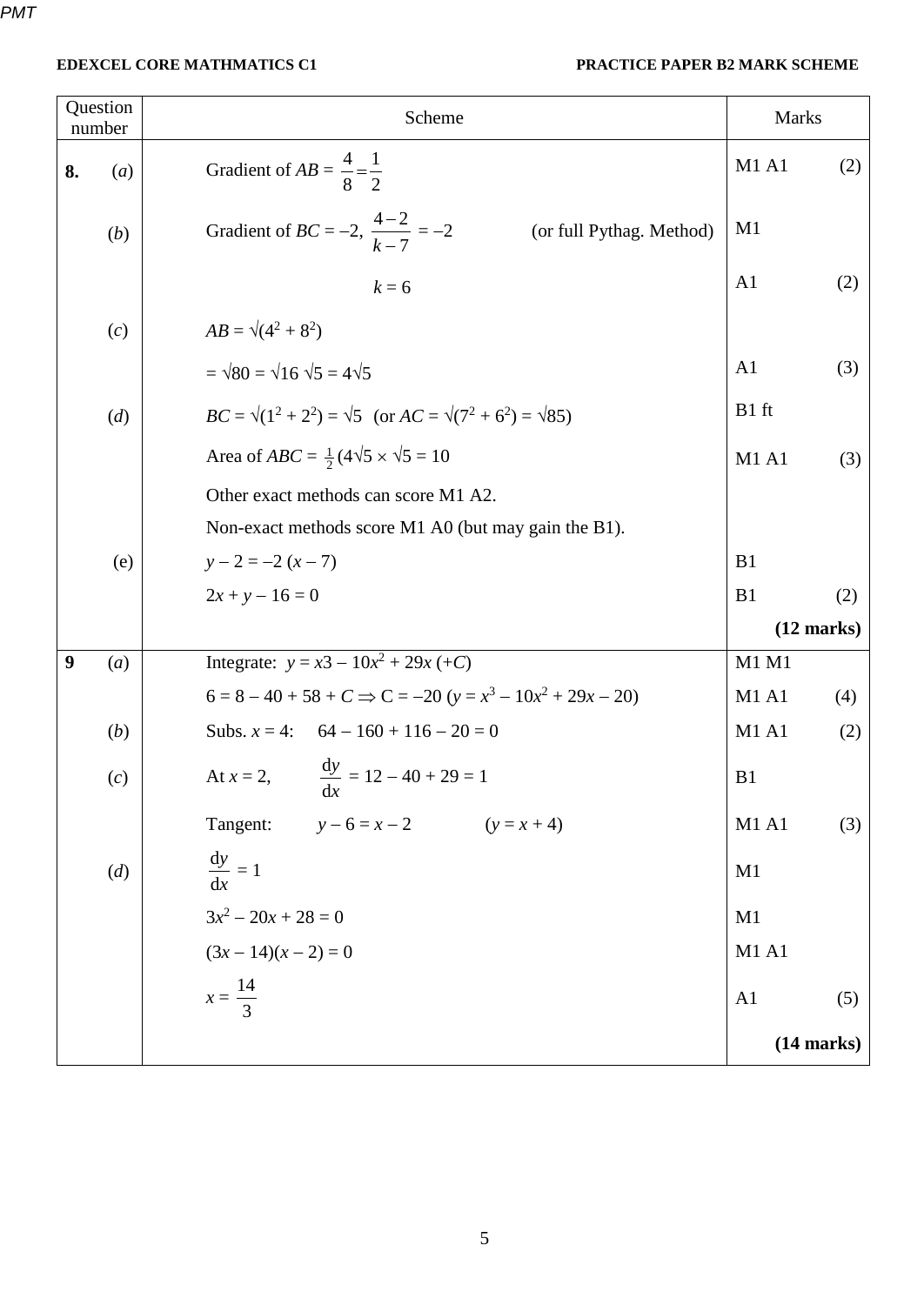**EDEXCEL CORE MATHMATICS C1** **PRACTICE PAPER B2 MARK SCHEME**

| Question number | Scheme | Marks |
|---|---|---|
| **8.** (*a*) | Gradient of *AB* = $\frac{4}{8} = \frac{1}{2}$ | M1 A1 (2) |
| (*b*) | Gradient of *BC* = –2, $\frac{4-2}{k-7} = -2$ (or full Pythag. Method) | M1 |
| | $k = 6$ | A1 (2) |
| (*c*) | $AB = \sqrt{(4^2 + 8^2)}$ | |
| | $= \sqrt{80} = \sqrt{16}\,\sqrt{5} = 4\sqrt{5}$ | A1 (3) |
| (*d*) | $BC = \sqrt{(1^2 + 2^2)} = \sqrt{5}$ (or $AC = \sqrt{(7^2 + 6^2)} = \sqrt{85}$) | B1 ft |
| | Area of *ABC* = $\frac{1}{2}(4\sqrt{5} \times \sqrt{5} = 10$ | M1 A1 (3) |
| | Other exact methods can score M1 A2. | |
| | Non-exact methods score M1 A0 (but may gain the B1). | |
| (e) | $y - 2 = -2(x - 7)$ | B1 |
| | $2x + y - 16 = 0$ | B1 (2) |
| | | **(12 marks)** |
| **9** (*a*) | Integrate: $y = x3 - 10x^2 + 29x\ (+C)$ | M1 M1 |
| | $6 = 8 - 40 + 58 + C \Rightarrow C = -20$ ($y = x^3 - 10x^2 + 29x - 20$) | M1 A1 (4) |
| (*b*) | Subs. $x = 4$: $64 - 160 + 116 - 20 = 0$ | M1 A1 (2) |
| (*c*) | At $x = 2$, $\frac{dy}{dx} = 12 - 40 + 29 = 1$ | B1 |
| | Tangent: $y - 6 = x - 2$ ($y = x + 4$) | M1 A1 (3) |
| (*d*) | $\frac{dy}{dx} = 1$ | M1 |
| | $3x^2 - 20x + 28 = 0$ | M1 |
| | $(3x - 14)(x - 2) = 0$ | M1 A1 |
| | $x = \frac{14}{3}$ | A1 (5) |
| | | **(14 marks)** |